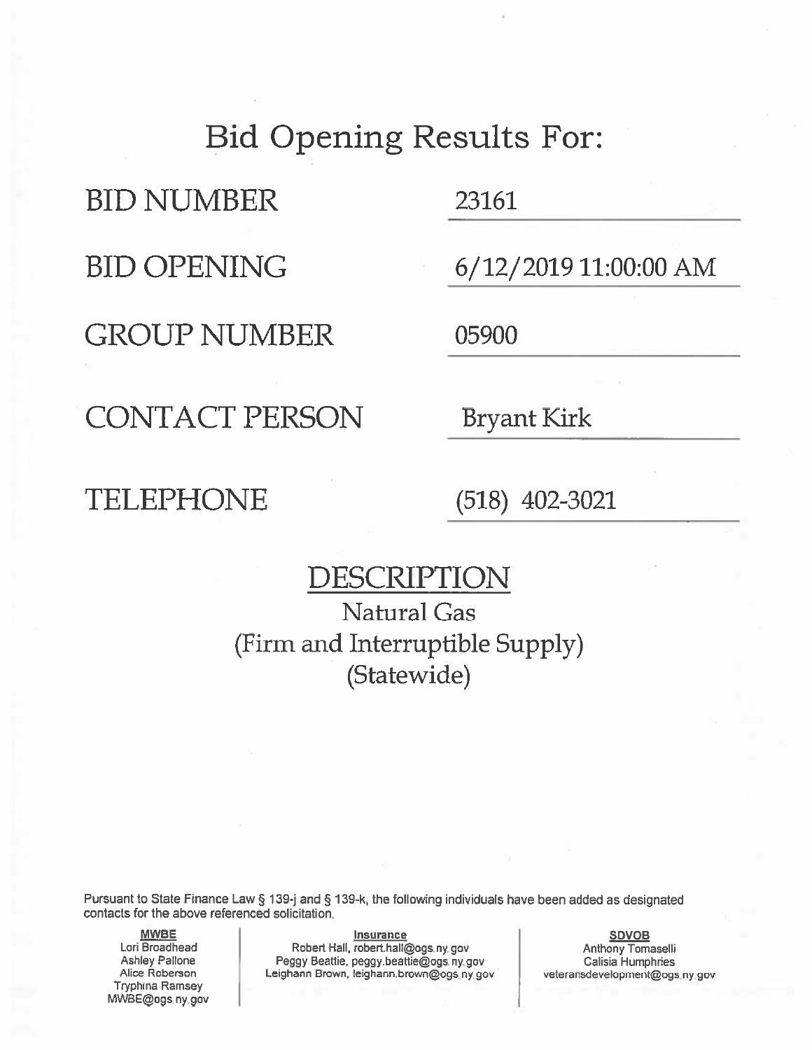# Bid Opening Results For:

| | |
|---|---|
| BID NUMBER | 23161 |
| BID OPENING | 6/12/2019 11:00:00 AM |
| GROUP NUMBER | 05900 |
| CONTACT PERSON | Bryant Kirk |
| TELEPHONE | (518) 402-3021 |

## DESCRIPTION

Natural Gas
(Firm and Interruptible Supply)
(Statewide)

Pursuant to State Finance Law § 139-j and § 139-k, the following individuals have been added as designated contacts for the above referenced solicitation.

**MWBE**
Lori Broadhead
Ashley Pallone
Alice Roberson
Tryphina Ramsey
MWBE@ogs.ny.gov

**Insurance**
Robert Hall, robert.hall@ogs.ny.gov
Peggy Beattie, peggy.beattie@ogs.ny.gov
Leighann Brown, leighann.brown@ogs.ny.gov

**SDVOB**
Anthony Tomaselli
Calisia Humphries
veteransdevelopment@ogs.ny.gov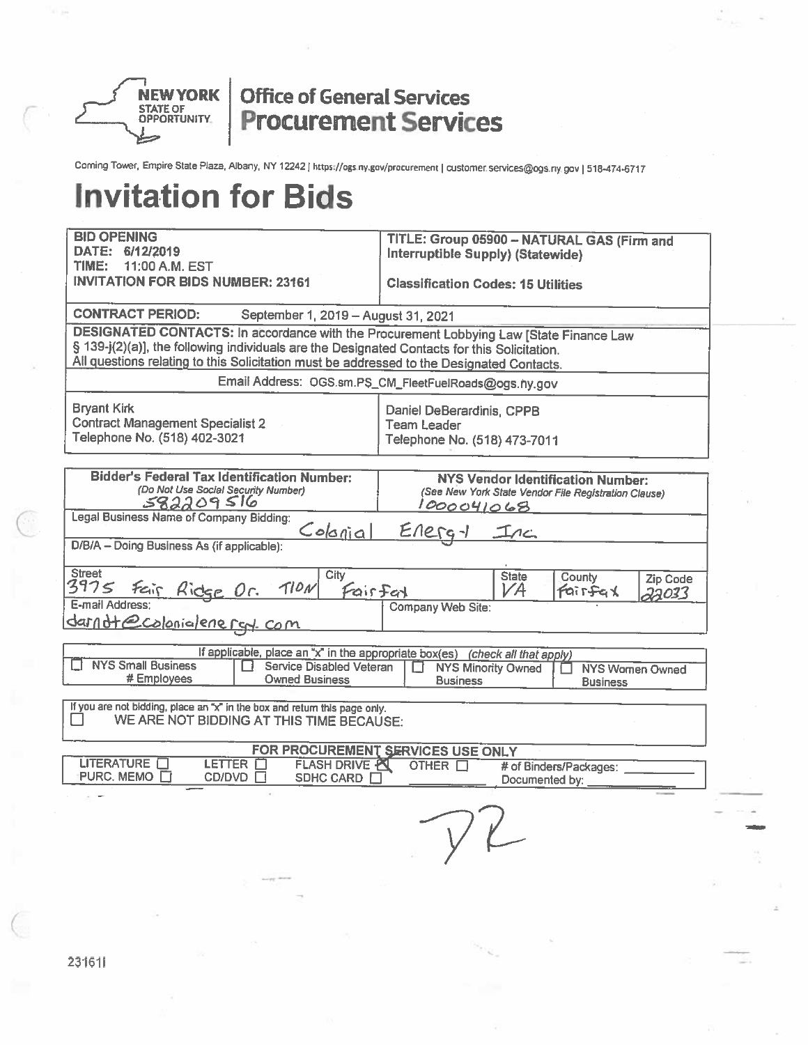**NEW YORK** STATE OF OPPORTUNITY | **Office of General Services Procurement Services**

Corning Tower, Empire State Plaza, Albany, NY 12242 | https://ogs.ny.gov/procurement | customer.services@ogs.ny.gov | 518-474-6717

# Invitation for Bids

| **BID OPENING**<br>**DATE: 6/12/2019**<br>**TIME: 11:00 A.M. EST**<br>**INVITATION FOR BIDS NUMBER: 23161** | **TITLE: Group 05900 – NATURAL GAS (Firm and Interruptible Supply) (Statewide)**<br><br>**Classification Codes: 15 Utilities** |
|---|---|
| **CONTRACT PERIOD:** September 1, 2019 – August 31, 2021 | |

**DESIGNATED CONTACTS:** In accordance with the Procurement Lobbying Law [State Finance Law § 139-j(2)(a)], the following individuals are the Designated Contacts for this Solicitation. All questions relating to this Solicitation must be addressed to the Designated Contacts.

Email Address: OGS.sm.PS_CM_FleetFuelRoads@ogs.ny.gov

| | |
|---|---|
| Bryant Kirk<br>Contract Management Specialist 2<br>Telephone No. (518) 402-3021 | Daniel DeBerardinis, CPPB<br>Team Leader<br>Telephone No. (518) 473-7011 |

| **Bidder's Federal Tax Identification Number:**<br>*(Do Not Use Social Security Number)*<br>582209516 | | | **NYS Vendor Identification Number:**<br>*(See New York State Vendor File Registration Clause)*<br>1000041068 | |
|---|---|---|---|---|
| Legal Business Name of Company Bidding: Colonial Energy Inc | | | | |
| D/B/A – Doing Business As (if applicable): | | | | |
| Street<br>3975 Fair Ridge Dr. 110N | City<br>Fairfax | State<br>VA | County<br>Fairfax | Zip Code<br>22033 |
| E-mail Address:<br>darndt@colonialenergy.com | | Company Web Site: | | |

If applicable, place an "X" in the appropriate box(es) *(check all that apply)*

| ☐ NYS Small Business # Employees | ☐ Service Disabled Veteran Owned Business | ☐ NYS Minority Owned Business | ☐ NYS Women Owned Business |
|---|---|---|---|

If you are not bidding, place an "X" in the box and return this page only.
☐ WE ARE NOT BIDDING AT THIS TIME BECAUSE:

**FOR PROCUREMENT SERVICES USE ONLY**

| LITERATURE ☐ | LETTER ☐ | FLASH DRIVE ☒ | OTHER ☐ | # of Binders/Packages: ______ |
|---|---|---|---|---|
| PURC. MEMO ☐ | CD/DVD ☐ | SDHC CARD ☐ | ______ | Documented by: ______ |

DR

23161I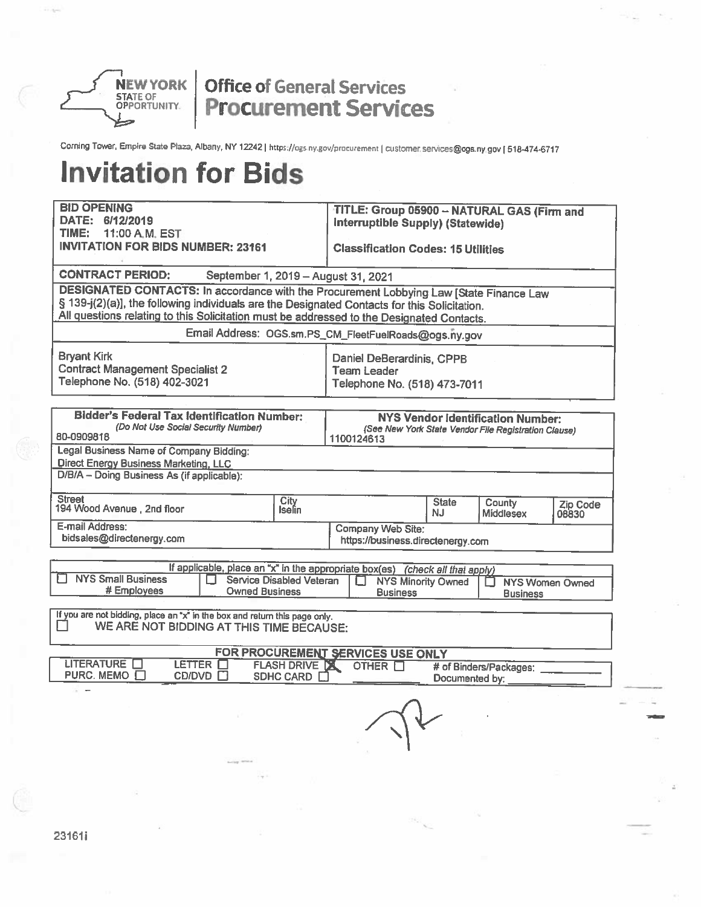**NEW YORK STATE OF OPPORTUNITY** | **Office of General Services Procurement Services**

Corning Tower, Empire State Plaza, Albany, NY 12242 | https://ogs.ny.gov/procurement | customer.services@ogs.ny.gov | 518-474-6717

# Invitation for Bids

| **BID OPENING** <br> **DATE: 6/12/2019** <br> **TIME: 11:00 A.M. EST** <br> **INVITATION FOR BIDS NUMBER: 23161** | **TITLE: Group 05900 – NATURAL GAS (Firm and Interruptible Supply) (Statewide)** <br><br> **Classification Codes: 15 Utilities** |
|---|---|
| **CONTRACT PERIOD:** September 1, 2019 – August 31, 2021 | |
| **DESIGNATED CONTACTS:** In accordance with the Procurement Lobbying Law [State Finance Law § 139-j(2)(a)], the following individuals are the Designated Contacts for this Solicitation. <u>All questions relating to this Solicitation must be addressed to the Designated Contacts.</u> | |
| Email Address: OGS.sm.PS_CM_FleetFuelRoads@ogs.ny.gov | |
| Bryant Kirk <br> Contract Management Specialist 2 <br> Telephone No. (518) 402-3021 | Daniel DeBerardinis, CPPB <br> Team Leader <br> Telephone No. (518) 473-7011 |

| **Bidder's Federal Tax Identification Number:** *(Do Not Use Social Security Number)* | | | **NYS Vendor Identification Number:** *(See New York State Vendor File Registration Clause)* | | |
|---|---|---|---|---|---|
| 80-0909818 | | | 1100124613 | | |
| Legal Business Name of Company Bidding: Direct Energy Business Marketing, LLC | | | | | |
| D/B/A – Doing Business As (if applicable): | | | | | |
| Street: 194 Wood Avenue , 2nd floor | City: Iselin | | State: NJ | County: Middlesex | Zip Code: 08830 |
| E-mail Address: bidsales@directenergy.com | | | Company Web Site: https://business.directenergy.com | | |

If applicable, place an "x" in the appropriate box(es) *(check all that apply)*

| ☐ NYS Small Business # Employees | ☐ Service Disabled Veteran Owned Business | ☐ NYS Minority Owned Business | ☐ NYS Women Owned Business |
|---|---|---|---|

If you are not bidding, place an "x" in the box and return this page only.
☐ WE ARE NOT BIDDING AT THIS TIME BECAUSE:

| **FOR PROCUREMENT SERVICES USE ONLY** | | | | |
|---|---|---|---|---|
| LITERATURE ☐ | LETTER ☐ | FLASH DRIVE ☒ | OTHER ☐ | # of Binders/Packages: |
| PURC. MEMO ☐ | CD/DVD ☐ | SDHC CARD ☐ | | Documented by: |

23161i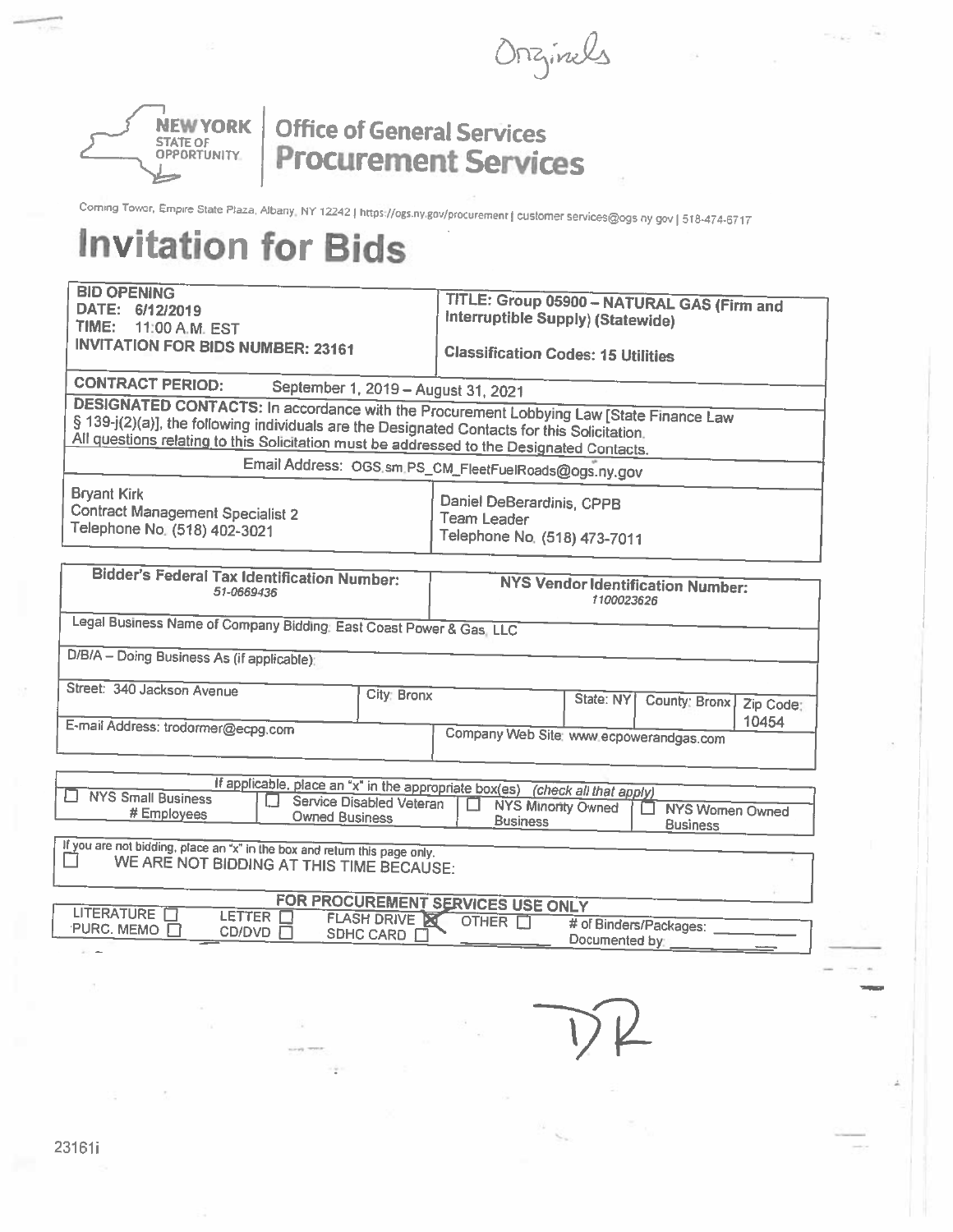Originals

**NEW YORK STATE OF OPPORTUNITY** | **Office of General Services**
**Procurement Services**

Corning Tower, Empire State Plaza, Albany, NY 12242 | https://ogs.ny.gov/procurement | customer services@ogs.ny.gov | 518-474-6717

# Invitation for Bids

| **BID OPENING**<br>**DATE: 6/12/2019**<br>**TIME: 11:00 A.M. EST**<br>**INVITATION FOR BIDS NUMBER: 23161** | **TITLE: Group 05900 – NATURAL GAS (Firm and Interruptible Supply) (Statewide)**<br><br>**Classification Codes: 15 Utilities** |
|---|---|
| **CONTRACT PERIOD:** September 1, 2019 – August 31, 2021 | |
| **DESIGNATED CONTACTS:** In accordance with the Procurement Lobbying Law [State Finance Law § 139-j(2)(a)], the following individuals are the Designated Contacts for this Solicitation. All questions relating to this Solicitation must be addressed to the Designated Contacts. | |
| Email Address: OGS.sm.PS_CM_FleetFuelRoads@ogs.ny.gov | |
| Bryant Kirk<br>Contract Management Specialist 2<br>Telephone No. (518) 402-3021 | Daniel DeBerardinis, CPPB<br>Team Leader<br>Telephone No. (518) 473-7011 |

| **Bidder's Federal Tax Identification Number:**<br>51-0669436 | | **NYS Vendor Identification Number:**<br>1100023626 | | |
|---|---|---|---|---|
| Legal Business Name of Company Bidding: East Coast Power & Gas, LLC | | | | |
| D/B/A – Doing Business As (if applicable): | | | | |
| Street: 340 Jackson Avenue | City: Bronx | State: NY | County: Bronx | Zip Code: 10454 |
| E-mail Address: trodormer@ecpg.com | | Company Web Site: www.ecpowerandgas.com | | |

If applicable, place an "x" in the appropriate box(es) (check all that apply)

| ☐ NYS Small Business # Employees | ☐ Service Disabled Veteran Owned Business | ☐ NYS Minority Owned Business | ☐ NYS Women Owned Business |
|---|---|---|---|

If you are not bidding, place an "x" in the box and return this page only.
☐ WE ARE NOT BIDDING AT THIS TIME BECAUSE:

**FOR PROCUREMENT SERVICES USE ONLY**

| LITERATURE ☐ | LETTER ☐ | FLASH DRIVE ☒ | OTHER ☐ | # of Binders/Packages: ______ |
|---|---|---|---|---|
| PURC. MEMO ☐ | CD/DVD ☐ | SDHC CARD ☐ | ______ | Documented by: ______ |

DR

23161i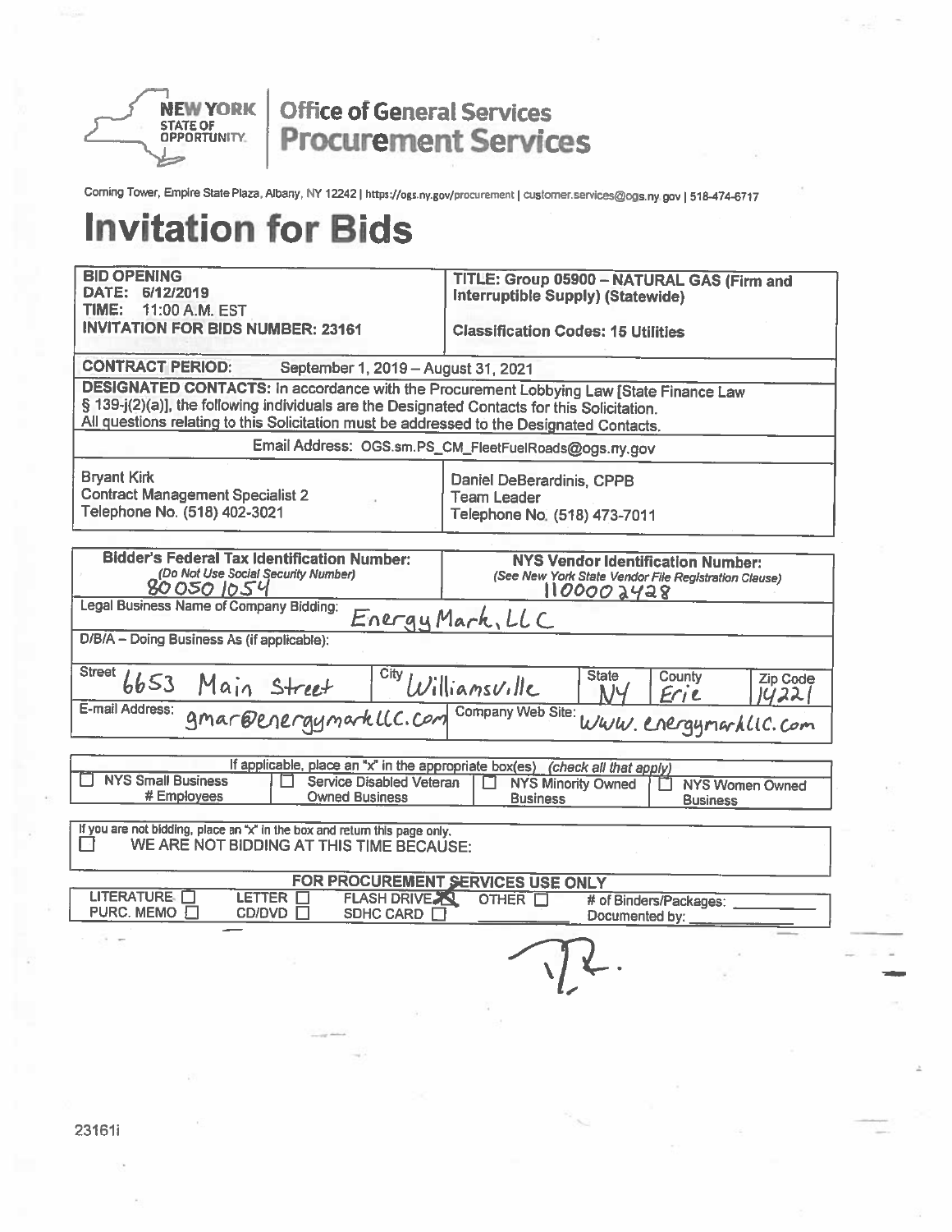**NEW YORK STATE OF OPPORTUNITY** | **Office of General Services Procurement Services**

Corning Tower, Empire State Plaza, Albany, NY 12242 | https://ogs.ny.gov/procurement | customer.services@ogs.ny.gov | 518-474-6717

# Invitation for Bids

| **BID OPENING**<br>**DATE: 6/12/2019**<br>**TIME: 11:00 A.M. EST**<br>**INVITATION FOR BIDS NUMBER: 23161** | **TITLE: Group 05900 – NATURAL GAS (Firm and Interruptible Supply) (Statewide)**<br><br>**Classification Codes: 15 Utilities** |
|---|---|
| **CONTRACT PERIOD:** September 1, 2019 – August 31, 2021 | |
| **DESIGNATED CONTACTS:** In accordance with the Procurement Lobbying Law [State Finance Law § 139-j(2)(a)], the following individuals are the Designated Contacts for this Solicitation. All questions relating to this Solicitation must be addressed to the Designated Contacts. | |
| Email Address: OGS.sm.PS_CM_FleetFuelRoads@ogs.ny.gov | |
| Bryant Kirk<br>Contract Management Specialist 2<br>Telephone No. (518) 402-3021 | Daniel DeBerardinis, CPPB<br>Team Leader<br>Telephone No. (518) 473-7011 |

| **Bidder's Federal Tax Identification Number:**<br>*(Do Not Use Social Security Number)*<br>80 050 1054 | | | **NYS Vendor Identification Number:**<br>*(See New York State Vendor File Registration Clause)*<br>1100002428 | |
|---|---|---|---|---|
| Legal Business Name of Company Bidding: EnergyMark, LLC | | | | |
| D/B/A – Doing Business As (if applicable): | | | | |
| Street 6653 Main Street | City Williamsville | State NY | County Erie | Zip Code 14221 |
| E-mail Address: gmar@energymarkllc.com | | Company Web Site: www.energymarkllc.com | | |

If applicable, place an "x" in the appropriate box(es) *(check all that apply)*

☐ NYS Small Business # Employees ☐ Service Disabled Veteran Owned Business ☐ NYS Minority Owned Business ☐ NYS Women Owned Business

If you are not bidding, place an "x" in the box and return this page only.

☐ WE ARE NOT BIDDING AT THIS TIME BECAUSE:

**FOR PROCUREMENT SERVICES USE ONLY**

LITERATURE ☐ LETTER ☐ FLASH DRIVE ☒ OTHER ☐ # of Binders/Packages: ______
PURC. MEMO ☐ CD/DVD ☐ SDHC CARD ☐ Documented by: ______

23161i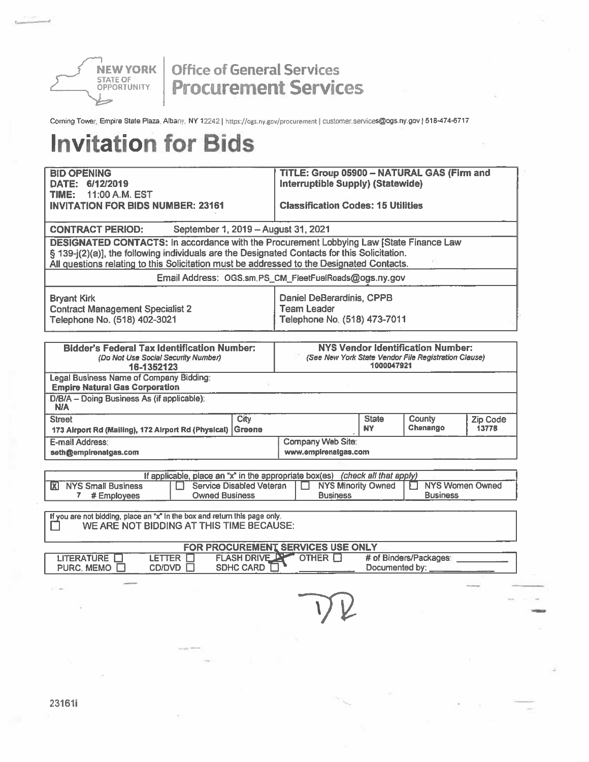**NEW YORK STATE OF OPPORTUNITY** | **Office of General Services Procurement Services**

Corning Tower, Empire State Plaza, Albany, NY 12242 | https://ogs.ny.gov/procurement | customer.services@ogs.ny.gov | 518-474-6717

# Invitation for Bids

| **BID OPENING**<br>**DATE: 6/12/2019**<br>**TIME: 11:00 A.M. EST**<br>**INVITATION FOR BIDS NUMBER: 23161** | **TITLE: Group 05900 – NATURAL GAS (Firm and Interruptible Supply) (Statewide)**<br><br>**Classification Codes: 15 Utilities** |
|---|---|
| **CONTRACT PERIOD:** September 1, 2019 – August 31, 2021 | |
| **DESIGNATED CONTACTS:** In accordance with the Procurement Lobbying Law [State Finance Law § 139-j(2)(a)], the following individuals are the Designated Contacts for this Solicitation. All questions relating to this Solicitation must be addressed to the Designated Contacts. | |
| Email Address: OGS.sm.PS_CM_FleetFuelRoads@ogs.ny.gov | |
| Bryant Kirk<br>Contract Management Specialist 2<br>Telephone No. (518) 402-3021 | Daniel DeBerardinis, CPPB<br>Team Leader<br>Telephone No. (518) 473-7011 |

| **Bidder's Federal Tax Identification Number:** *(Do Not Use Social Security Number)* **16-1352123** | | **NYS Vendor Identification Number:** *(See New York State Vendor File Registration Clause)* **1000047921** | | |
|---|---|---|---|---|
| Legal Business Name of Company Bidding: **Empire Natural Gas Corporation** | | | | |
| D/B/A – Doing Business As (if applicable): **N/A** | | | | |
| Street<br>**173 Airport Rd (Mailing), 172 Airport Rd (Physical)** | City<br>**Greene** | State<br>**NY** | County<br>**Chenango** | Zip Code<br>**13778** |
| E-mail Address: **seth@empirenatgas.com** | | Company Web Site: **www.empirenatgas.com** | | |

If applicable, place an "x" in the appropriate box(es) *(check all that apply)*

| [X] NYS Small Business<br>7 # Employees | ☐ Service Disabled Veteran Owned Business | ☐ NYS Minority Owned Business | ☐ NYS Women Owned Business |
|---|---|---|---|

If you are not bidding, place an "x" in the box and return this page only.
☐ WE ARE NOT BIDDING AT THIS TIME BECAUSE:

**FOR PROCUREMENT SERVICES USE ONLY**

| LITERATURE ☐ | LETTER ☐ | FLASH DRIVE [X] | OTHER ☐ | # of Binders/Packages: ______ |
|---|---|---|---|---|
| PURC. MEMO ☐ | CD/DVD ☐ | SDHC CARD ☐ | ______ | Documented by: ______ |

DR

23161i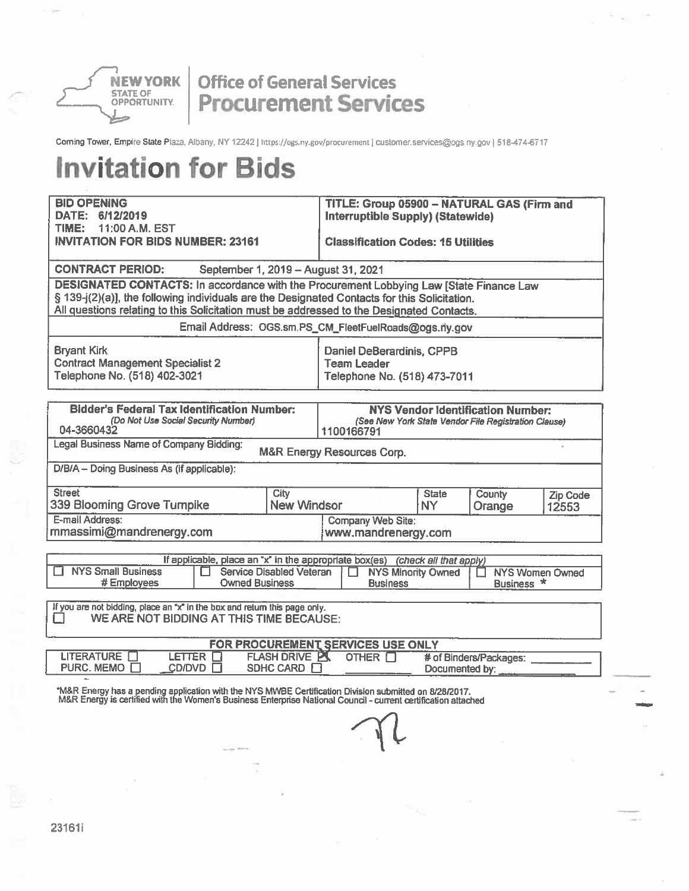**NEW YORK STATE OF OPPORTUNITY.** | **Office of General Services Procurement Services**

Corning Tower, Empire State Plaza, Albany, NY 12242 | https://ogs.ny.gov/procurement | customer.services@ogs.ny.gov | 518-474-6717

# Invitation for Bids

| **BID OPENING**<br>**DATE:** 6/12/2019<br>**TIME:** 11:00 A.M. EST<br>**INVITATION FOR BIDS NUMBER: 23161** | **TITLE: Group 05900 – NATURAL GAS (Firm and Interruptible Supply) (Statewide)**<br><br>**Classification Codes: 15 Utilities** |
|---|---|
| **CONTRACT PERIOD:** September 1, 2019 – August 31, 2021 | |
| **DESIGNATED CONTACTS:** In accordance with the Procurement Lobbying Law [State Finance Law § 139-j(2)(a)], the following individuals are the Designated Contacts for this Solicitation. All questions relating to this Solicitation must be addressed to the Designated Contacts. | |
| Email Address: OGS.sm.PS_CM_FleetFuelRoads@ogs.ny.gov | |
| Bryant Kirk<br>Contract Management Specialist 2<br>Telephone No. (518) 402-3021 | Daniel DeBerardinis, CPPB<br>Team Leader<br>Telephone No. (518) 473-7011 |

| **Bidder's Federal Tax Identification Number:** *(Do Not Use Social Security Number)* | | | **NYS Vendor Identification Number:** *(See New York State Vendor File Registration Clause)* | |
|---|---|---|---|---|
| 04-3660432 | | | 1100166791 | |
| Legal Business Name of Company Bidding: M&R Energy Resources Corp. | | | | |
| D/B/A – Doing Business As (if applicable): | | | | |
| Street<br>339 Blooming Grove Turnpike | City<br>New Windsor | State<br>NY | County<br>Orange | Zip Code<br>12553 |
| E-mail Address:<br>mmassimi@mandrenergy.com | | | Company Web Site:<br>www.mandrenergy.com | |

| If applicable, place an "x" in the appropriate box(es) *(check all that apply)* | | | |
|---|---|---|---|
| ☐ NYS Small Business # Employees | ☐ Service Disabled Veteran Owned Business | ☐ NYS Minority Owned Business | ☐ NYS Women Owned Business * |

If you are not bidding, place an "x" in the box and return this page only.
☐ WE ARE NOT BIDDING AT THIS TIME BECAUSE:

| **FOR PROCUREMENT SERVICES USE ONLY** | | | | |
|---|---|---|---|---|
| LITERATURE ☐ | LETTER ☐ | FLASH DRIVE ☒ | OTHER ☐ | # of Binders/Packages: ______ |
| PURC. MEMO ☐ | CD/DVD ☐ | SDHC CARD ☐ | ______ | Documented by: ______ |

*M&R Energy has a pending application with the NYS MWBE Certification Division submitted on 8/28/2017.
M&R Energy is certified with the Women's Business Enterprise National Council - current certification attached

23161i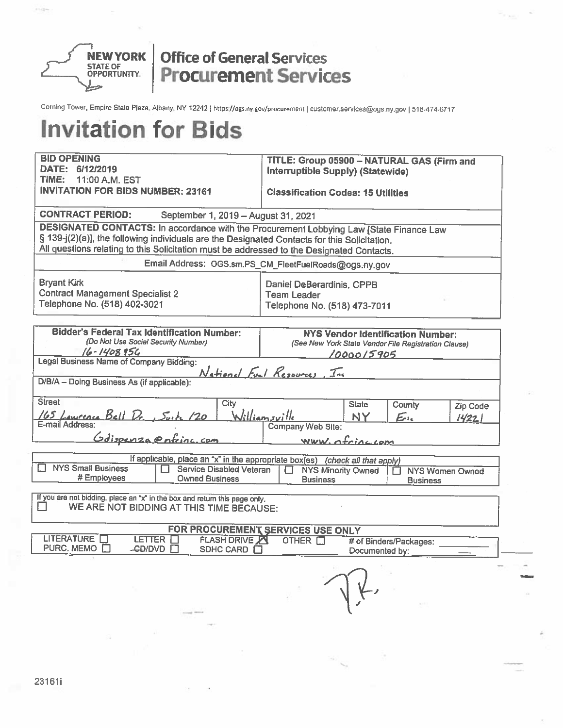**NEW YORK STATE OF OPPORTUNITY.** | **Office of General Services Procurement Services**

Corning Tower, Empire State Plaza, Albany, NY 12242 | https://ogs.ny.gov/procurement | customer.services@ogs.ny.gov | 518-474-6717

# Invitation for Bids

| **BID OPENING**<br>**DATE: 6/12/2019**<br>**TIME: 11:00 A.M. EST**<br>**INVITATION FOR BIDS NUMBER: 23161** | **TITLE: Group 05900 – NATURAL GAS (Firm and Interruptible Supply) (Statewide)**<br><br>**Classification Codes: 15 Utilities** |
|---|---|
| **CONTRACT PERIOD:** September 1, 2019 – August 31, 2021 | |
| **DESIGNATED CONTACTS:** In accordance with the Procurement Lobbying Law [State Finance Law § 139-j(2)(a)], the following individuals are the Designated Contacts for this Solicitation. All questions relating to this Solicitation must be addressed to the Designated Contacts. | |
| Email Address: OGS.sm.PS_CM_FleetFuelRoads@ogs.ny.gov | |
| Bryant Kirk<br>Contract Management Specialist 2<br>Telephone No. (518) 402-3021 | Daniel DeBerardinis, CPPB<br>Team Leader<br>Telephone No. (518) 473-7011 |

| **Bidder's Federal Tax Identification Number:**<br>*(Do Not Use Social Security Number)*<br>16-1408956 | | | **NYS Vendor Identification Number:**<br>*(See New York State Vendor File Registration Clause)*<br>1000015905 | |
|---|---|---|---|---|
| Legal Business Name of Company Bidding: National Fuel Resources, Inc | | | | |
| D/B/A – Doing Business As (if applicable): | | | | |
| Street<br>165 Lawrence Bell Dr., Suite 120 | City<br>Williamsville | State<br>NY | County<br>Erie | Zip Code<br>14221 |
| E-mail Address:<br>Gdispenza@nfrinc.com | | Company Web Site:<br>www.nfrinc.com | | |

| If applicable, place an "x" in the appropriate box(es) *(check all that apply)* | | | |
|---|---|---|---|
| ☐ NYS Small Business # Employees | ☐ Service Disabled Veteran Owned Business | ☐ NYS Minority Owned Business | ☐ NYS Women Owned Business |

| If you are not bidding, place an "x" in the box and return this page only. |
|---|
| ☐ WE ARE NOT BIDDING AT THIS TIME BECAUSE: |

| FOR PROCUREMENT SERVICES USE ONLY | | | | |
|---|---|---|---|---|
| LITERATURE ☐<br>PURC. MEMO ☐ | LETTER ☐<br>CD/DVD ☐ | FLASH DRIVE ☒<br>SDHC CARD ☐ | OTHER ☐ | # of Binders/Packages: ______<br>Documented by: ______ |

23161i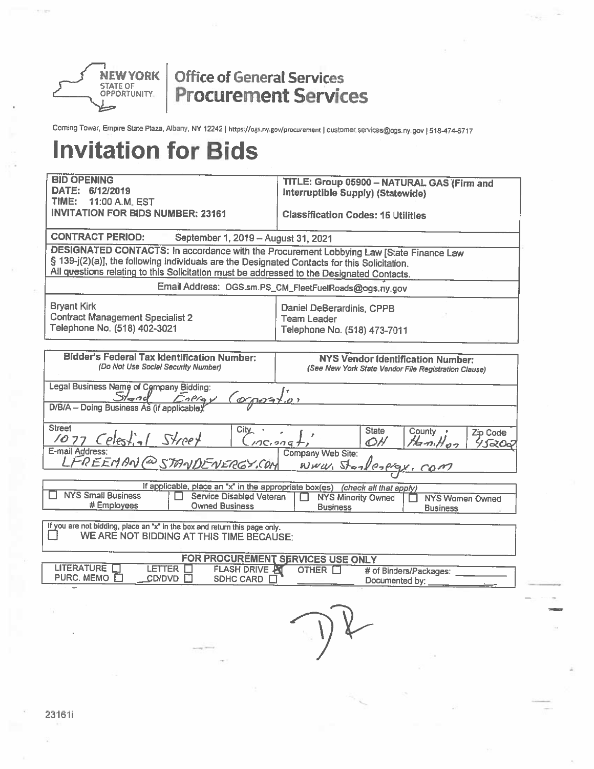**NEW YORK STATE OF OPPORTUNITY** | **Office of General Services Procurement Services**

Corning Tower, Empire State Plaza, Albany, NY 12242 | https://ogs.ny.gov/procurement | customer.services@ogs.ny.gov | 518-474-6717

# Invitation for Bids

| **BID OPENING**<br>**DATE: 6/12/2019**<br>**TIME: 11:00 A.M. EST**<br>**INVITATION FOR BIDS NUMBER: 23161** | **TITLE: Group 05900 – NATURAL GAS (Firm and Interruptible Supply) (Statewide)**<br><br>**Classification Codes: 15 Utilities** |
|---|---|
| **CONTRACT PERIOD:** September 1, 2019 – August 31, 2021 | |
| **DESIGNATED CONTACTS:** In accordance with the Procurement Lobbying Law [State Finance Law § 139-j(2)(a)], the following individuals are the Designated Contacts for this Solicitation. All questions relating to this Solicitation must be addressed to the Designated Contacts. | |
| Email Address: OGS.sm.PS_CM_FleetFuelRoads@ogs.ny.gov | |
| Bryant Kirk<br>Contract Management Specialist 2<br>Telephone No. (518) 402-3021 | Daniel DeBerardinis, CPPB<br>Team Leader<br>Telephone No. (518) 473-7011 |

| **Bidder's Federal Tax Identification Number:**<br>*(Do Not Use Social Security Number)* | | | **NYS Vendor Identification Number:**<br>*(See New York State Vendor File Registration Clause)* | |
|---|---|---|---|---|
| Legal Business Name of Company Bidding: Stand Energy Corporation | | | | |
| D/B/A – Doing Business As (if applicable): | | | | |
| Street: 1077 Celestial Street | City: Cincinnati | State: OH | County: Hamilton | Zip Code: 45202 |
| E-mail Address: LFREEMAN@STANDENERGY.COM | | Company Web Site: www.standenergy.com | | |

If applicable, place an "x" in the appropriate box(es) *(check all that apply)*

| ☐ NYS Small Business # Employees | ☐ Service Disabled Veteran Owned Business | ☐ NYS Minority Owned Business | ☐ NYS Women Owned Business |
|---|---|---|---|

If you are not bidding, place an "x" in the box and return this page only.
☐ WE ARE NOT BIDDING AT THIS TIME BECAUSE:

**FOR PROCUREMENT SERVICES USE ONLY**

| LITERATURE ☐ | LETTER ☐ | FLASH DRIVE ☒ | OTHER ☐ | # of Binders/Packages: ______ |
|---|---|---|---|---|
| PURC. MEMO ☐ | CD/DVD ☐ | SDHC CARD ☐ | | Documented by: ______ |

DR

23161i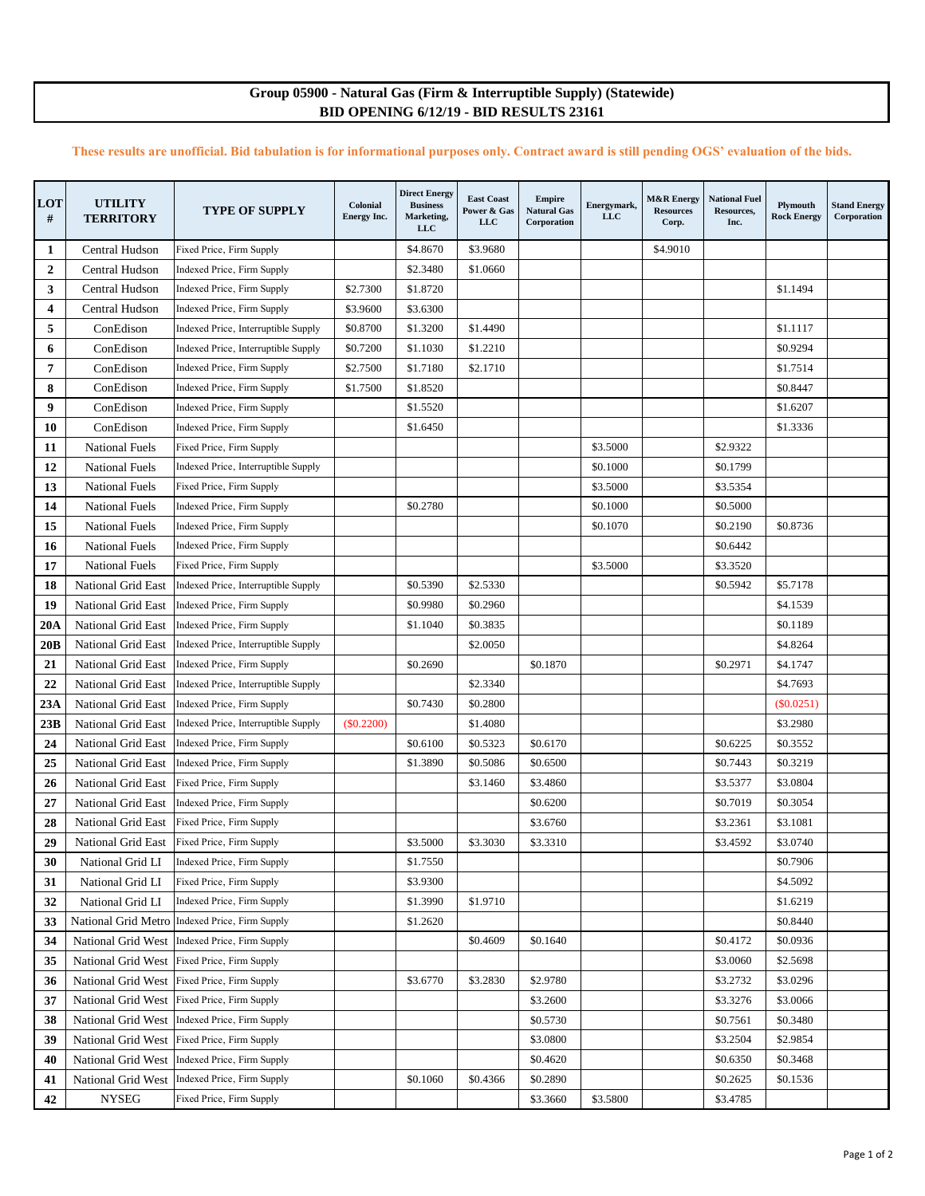**Group 05900 - Natural Gas (Firm & Interruptible Supply) (Statewide)**
**BID OPENING 6/12/19 - BID RESULTS 23161**

**These results are unofficial. Bid tabulation is for informational purposes only. Contract award is still pending OGS' evaluation of the bids.**

| LOT # | UTILITY TERRITORY | TYPE OF SUPPLY | Colonial Energy Inc. | Direct Energy Business Marketing, LLC | East Coast Power & Gas LLC | Empire Natural Gas Corporation | Energymark, LLC | M&R Energy Resources Corp. | National Fuel Resources, Inc. | Plymouth Rock Energy | Stand Energy Corporation |
|---|---|---|---|---|---|---|---|---|---|---|---|
| 1 | Central Hudson | Fixed Price, Firm Supply | | $4.8670 | $3.9680 | | | $4.9010 | | | |
| 2 | Central Hudson | Indexed Price, Firm Supply | | $2.3480 | $1.0660 | | | | | | |
| 3 | Central Hudson | Indexed Price, Firm Supply | $2.7300 | $1.8720 | | | | | | $1.1494 | |
| 4 | Central Hudson | Indexed Price, Firm Supply | $3.9600 | $3.6300 | | | | | | | |
| 5 | ConEdison | Indexed Price, Interruptible Supply | $0.8700 | $1.3200 | $1.4490 | | | | | $1.1117 | |
| 6 | ConEdison | Indexed Price, Interruptible Supply | $0.7200 | $1.1030 | $1.2210 | | | | | $0.9294 | |
| 7 | ConEdison | Indexed Price, Firm Supply | $2.7500 | $1.7180 | $2.1710 | | | | | $1.7514 | |
| 8 | ConEdison | Indexed Price, Firm Supply | $1.7500 | $1.8520 | | | | | | $0.8447 | |
| 9 | ConEdison | Indexed Price, Firm Supply | | $1.5520 | | | | | | $1.6207 | |
| 10 | ConEdison | Indexed Price, Firm Supply | | $1.6450 | | | | | | $1.3336 | |
| 11 | National Fuels | Fixed Price, Firm Supply | | | | | $3.5000 | | $2.9322 | | |
| 12 | National Fuels | Indexed Price, Interruptible Supply | | | | | $0.1000 | | $0.1799 | | |
| 13 | National Fuels | Fixed Price, Firm Supply | | | | | $3.5000 | | $3.5354 | | |
| 14 | National Fuels | Indexed Price, Firm Supply | | $0.2780 | | | $0.1000 | | $0.5000 | | |
| 15 | National Fuels | Indexed Price, Firm Supply | | | | | $0.1070 | | $0.2190 | $0.8736 | |
| 16 | National Fuels | Indexed Price, Firm Supply | | | | | | | $0.6442 | | |
| 17 | National Fuels | Fixed Price, Firm Supply | | | | | $3.5000 | | $3.3520 | | |
| 18 | National Grid East | Indexed Price, Interruptible Supply | | $0.5390 | $2.5330 | | | | $0.5942 | $5.7178 | |
| 19 | National Grid East | Indexed Price, Firm Supply | | $0.9980 | $0.2960 | | | | | $4.1539 | |
| 20A | National Grid East | Indexed Price, Firm Supply | | $1.1040 | $0.3835 | | | | | $0.1189 | |
| 20B | National Grid East | Indexed Price, Interruptible Supply | | | $2.0050 | | | | | $4.8264 | |
| 21 | National Grid East | Indexed Price, Firm Supply | | $0.2690 | | $0.1870 | | | $0.2971 | $4.1747 | |
| 22 | National Grid East | Indexed Price, Interruptible Supply | | | $2.3340 | | | | | $4.7693 | |
| 23A | National Grid East | Indexed Price, Firm Supply | | $0.7430 | $0.2800 | | | | | ($0.0251) | |
| 23B | National Grid East | Indexed Price, Interruptible Supply | ($0.2200) | | $1.4080 | | | | | $3.2980 | |
| 24 | National Grid East | Indexed Price, Firm Supply | | $0.6100 | $0.5323 | $0.6170 | | | $0.6225 | $0.3552 | |
| 25 | National Grid East | Indexed Price, Firm Supply | | $1.3890 | $0.5086 | $0.6500 | | | $0.7443 | $0.3219 | |
| 26 | National Grid East | Fixed Price, Firm Supply | | | $3.1460 | $3.4860 | | | $3.5377 | $3.0804 | |
| 27 | National Grid East | Indexed Price, Firm Supply | | | | $0.6200 | | | $0.7019 | $0.3054 | |
| 28 | National Grid East | Fixed Price, Firm Supply | | | | $3.6760 | | | $3.2361 | $3.1081 | |
| 29 | National Grid East | Fixed Price, Firm Supply | | $3.5000 | $3.3030 | $3.3310 | | | $3.4592 | $3.0740 | |
| 30 | National Grid LI | Indexed Price, Firm Supply | | $1.7550 | | | | | | $0.7906 | |
| 31 | National Grid LI | Fixed Price, Firm Supply | | $3.9300 | | | | | | $4.5092 | |
| 32 | National Grid LI | Indexed Price, Firm Supply | | $1.3990 | $1.9710 | | | | | $1.6219 | |
| 33 | National Grid Metro | Indexed Price, Firm Supply | | $1.2620 | | | | | | $0.8440 | |
| 34 | National Grid West | Indexed Price, Firm Supply | | | $0.4609 | $0.1640 | | | $0.4172 | $0.0936 | |
| 35 | National Grid West | Fixed Price, Firm Supply | | | | | | | $3.0060 | $2.5698 | |
| 36 | National Grid West | Fixed Price, Firm Supply | | $3.6770 | $3.2830 | $2.9780 | | | $3.2732 | $3.0296 | |
| 37 | National Grid West | Fixed Price, Firm Supply | | | | $3.2600 | | | $3.3276 | $3.0066 | |
| 38 | National Grid West | Indexed Price, Firm Supply | | | | $0.5730 | | | $0.7561 | $0.3480 | |
| 39 | National Grid West | Fixed Price, Firm Supply | | | | $3.0800 | | | $3.2504 | $2.9854 | |
| 40 | National Grid West | Indexed Price, Firm Supply | | | | $0.4620 | | | $0.6350 | $0.3468 | |
| 41 | National Grid West | Indexed Price, Firm Supply | | $0.1060 | $0.4366 | $0.2890 | | | $0.2625 | $0.1536 | |
| 42 | NYSEG | Fixed Price, Firm Supply | | | | $3.3660 | $3.5800 | | $3.4785 | | |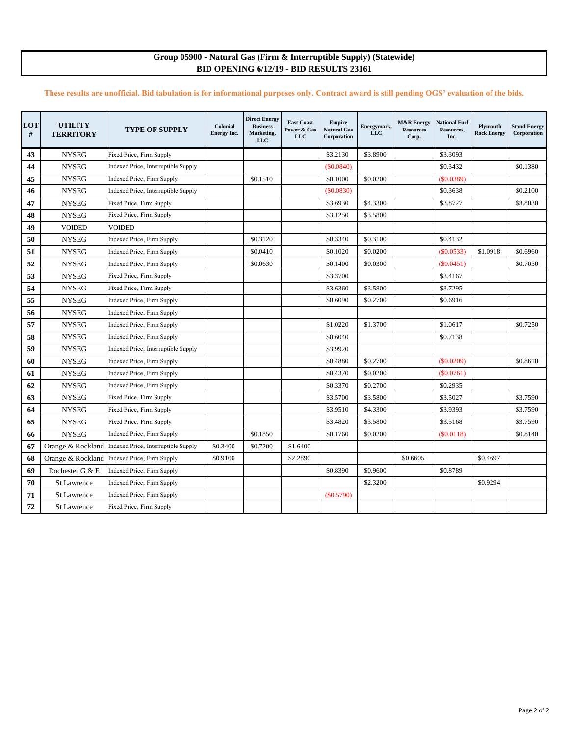**Group 05900 - Natural Gas (Firm & Interruptible Supply) (Statewide)**
**BID OPENING 6/12/19 - BID RESULTS 23161**

**These results are unofficial. Bid tabulation is for informational purposes only. Contract award is still pending OGS' evaluation of the bids.**

| LOT # | UTILITY TERRITORY | TYPE OF SUPPLY | Colonial Energy Inc. | Direct Energy Business Marketing, LLC | East Coast Power & Gas LLC | Empire Natural Gas Corporation | Energymark, LLC | M&R Energy Resources Corp. | National Fuel Resources, Inc. | Plymouth Rock Energy | Stand Energy Corporation |
|---|---|---|---|---|---|---|---|---|---|---|---|
| 43 | NYSEG | Fixed Price, Firm Supply | | | | $3.2130 | $3.8900 | | $3.3093 | | |
| 44 | NYSEG | Indexed Price, Interruptible Supply | | | | ($0.0840) | | | $0.3432 | | $0.1380 |
| 45 | NYSEG | Indexed Price, Firm Supply | | $0.1510 | | $0.1000 | $0.0200 | | ($0.0389) | | |
| 46 | NYSEG | Indexed Price, Interruptible Supply | | | | ($0.0830) | | | $0.3638 | | $0.2100 |
| 47 | NYSEG | Fixed Price, Firm Supply | | | | $3.6930 | $4.3300 | | $3.8727 | | $3.8030 |
| 48 | NYSEG | Fixed Price, Firm Supply | | | | $3.1250 | $3.5800 | | | | |
| 49 | VOIDED | VOIDED | | | | | | | | | |
| 50 | NYSEG | Indexed Price, Firm Supply | | $0.3120 | | $0.3340 | $0.3100 | | $0.4132 | | |
| 51 | NYSEG | Indexed Price, Firm Supply | | $0.0410 | | $0.1020 | $0.0200 | | ($0.0533) | $1.0918 | $0.6960 |
| 52 | NYSEG | Indexed Price, Firm Supply | | $0.0630 | | $0.1400 | $0.0300 | | ($0.0451) | | $0.7050 |
| 53 | NYSEG | Fixed Price, Firm Supply | | | | $3.3700 | | | $3.4167 | | |
| 54 | NYSEG | Fixed Price, Firm Supply | | | | $3.6360 | $3.5800 | | $3.7295 | | |
| 55 | NYSEG | Indexed Price, Firm Supply | | | | $0.6090 | $0.2700 | | $0.6916 | | |
| 56 | NYSEG | Indexed Price, Firm Supply | | | | | | | | | |
| 57 | NYSEG | Indexed Price, Firm Supply | | | | $1.0220 | $1.3700 | | $1.0617 | | $0.7250 |
| 58 | NYSEG | Indexed Price, Firm Supply | | | | $0.6040 | | | $0.7138 | | |
| 59 | NYSEG | Indexed Price, Interruptible Supply | | | | $3.9920 | | | | | |
| 60 | NYSEG | Indexed Price, Firm Supply | | | | $0.4880 | $0.2700 | | ($0.0209) | | $0.8610 |
| 61 | NYSEG | Indexed Price, Firm Supply | | | | $0.4370 | $0.0200 | | ($0.0761) | | |
| 62 | NYSEG | Indexed Price, Firm Supply | | | | $0.3370 | $0.2700 | | $0.2935 | | |
| 63 | NYSEG | Fixed Price, Firm Supply | | | | $3.5700 | $3.5800 | | $3.5027 | | $3.7590 |
| 64 | NYSEG | Fixed Price, Firm Supply | | | | $3.9510 | $4.3300 | | $3.9393 | | $3.7590 |
| 65 | NYSEG | Fixed Price, Firm Supply | | | | $3.4820 | $3.5800 | | $3.5168 | | $3.7590 |
| 66 | NYSEG | Indexed Price, Firm Supply | | $0.1850 | | $0.1760 | $0.0200 | | ($0.0118) | | $0.8140 |
| 67 | Orange & Rockland | Indexed Price, Interruptible Supply | $0.3400 | $0.7200 | $1.6400 | | | | | | |
| 68 | Orange & Rockland | Indexed Price, Firm Supply | $0.9100 | | $2.2890 | | | $0.6605 | | $0.4697 | |
| 69 | Rochester G & E | Indexed Price, Firm Supply | | | | $0.8390 | $0.9600 | | $0.8789 | | |
| 70 | St Lawrence | Indexed Price, Firm Supply | | | | | $2.3200 | | | $0.9294 | |
| 71 | St Lawrence | Indexed Price, Firm Supply | | | | ($0.5790) | | | | | |
| 72 | St Lawrence | Fixed Price, Firm Supply | | | | | | | | | |